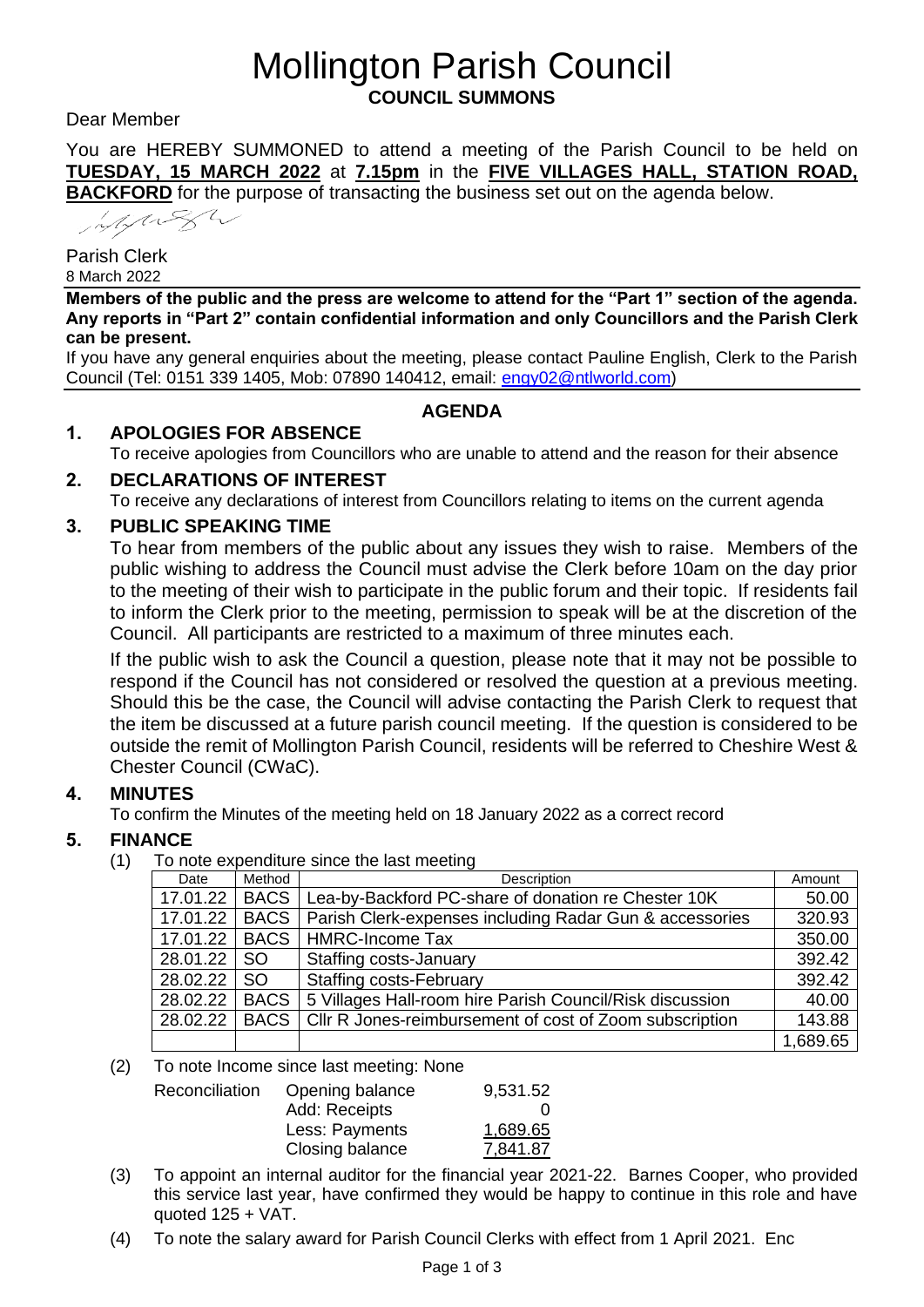# Mollington Parish Council

**COUNCIL SUMMONS**

Dear Member

You are HEREBY SUMMONED to attend a meeting of the Parish Council to be held on **TUESDAY, 15 MARCH 2022** at **7.15pm** in the **FIVE VILLAGES HALL, STATION ROAD, BACKFORD** for the purpose of transacting the business set out on the agenda below.

Parish Clerk
8 March 2022

**Members of the public and the press are welcome to attend for the "Part 1" section of the agenda. Any reports in "Part 2" contain confidential information and only Councillors and the Parish Clerk can be present.**

If you have any general enquiries about the meeting, please contact Pauline English, Clerk to the Parish Council (Tel: 0151 339 1405, Mob: 07890 140412, email: engy02@ntlworld.com)

## AGENDA

### 1. APOLOGIES FOR ABSENCE

To receive apologies from Councillors who are unable to attend and the reason for their absence

### 2. DECLARATIONS OF INTEREST

To receive any declarations of interest from Councillors relating to items on the current agenda

### 3. PUBLIC SPEAKING TIME

To hear from members of the public about any issues they wish to raise. Members of the public wishing to address the Council must advise the Clerk before 10am on the day prior to the meeting of their wish to participate in the public forum and their topic. If residents fail to inform the Clerk prior to the meeting, permission to speak will be at the discretion of the Council. All participants are restricted to a maximum of three minutes each.

If the public wish to ask the Council a question, please note that it may not be possible to respond if the Council has not considered or resolved the question at a previous meeting. Should this be the case, the Council will advise contacting the Parish Clerk to request that the item be discussed at a future parish council meeting. If the question is considered to be outside the remit of Mollington Parish Council, residents will be referred to Cheshire West & Chester Council (CWaC).

### 4. MINUTES

To confirm the Minutes of the meeting held on 18 January 2022 as a correct record

### 5. FINANCE

(1) To note expenditure since the last meeting

| Date | Method | Description | Amount |
|---|---|---|---|
| 17.01.22 | BACS | Lea-by-Backford PC-share of donation re Chester 10K | 50.00 |
| 17.01.22 | BACS | Parish Clerk-expenses including Radar Gun & accessories | 320.93 |
| 17.01.22 | BACS | HMRC-Income Tax | 350.00 |
| 28.01.22 | SO | Staffing costs-January | 392.42 |
| 28.02.22 | SO | Staffing costs-February | 392.42 |
| 28.02.22 | BACS | 5 Villages Hall-room hire Parish Council/Risk discussion | 40.00 |
| 28.02.22 | BACS | Cllr R Jones-reimbursement of cost of Zoom subscription | 143.88 |
| | | | 1,689.65 |

(2) To note Income since last meeting: None

| Reconciliation | | |
|---|---|---|
| | Opening balance | 9,531.52 |
| | Add: Receipts | 0 |
| | Less: Payments | 1,689.65 |
| | Closing balance | 7,841.87 |

(3) To appoint an internal auditor for the financial year 2021-22. Barnes Cooper, who provided this service last year, have confirmed they would be happy to continue in this role and have quoted 125 + VAT.

(4) To note the salary award for Parish Council Clerks with effect from 1 April 2021. Enc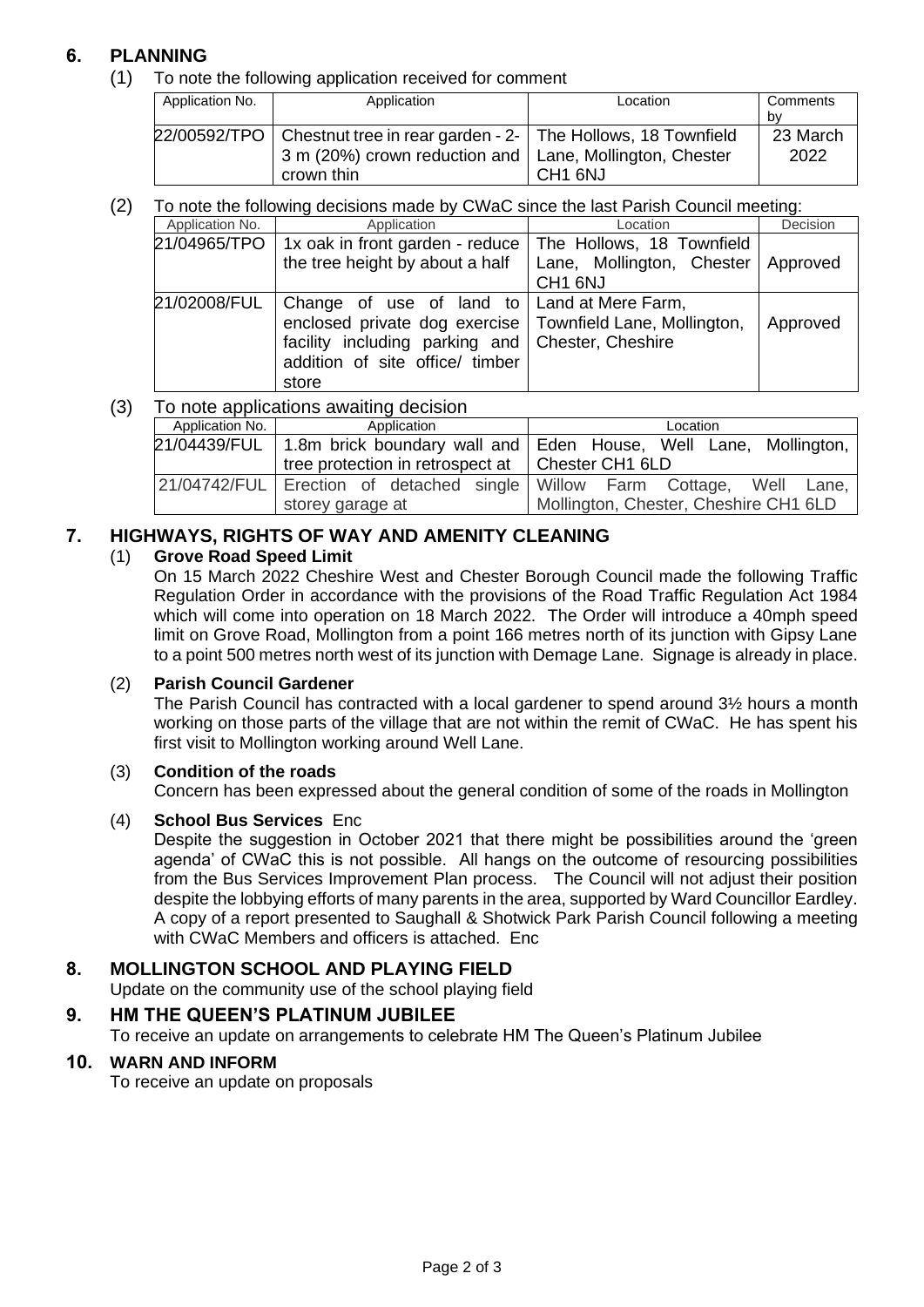## 6. PLANNING

(1) To note the following application received for comment

| Application No. | Application | Location | Comments by |
|---|---|---|---|
| 22/00592/TPO | Chestnut tree in rear garden - 2-3 m (20%) crown reduction and crown thin | The Hollows, 18 Townfield Lane, Mollington, Chester CH1 6NJ | 23 March 2022 |

(2) To note the following decisions made by CWaC since the last Parish Council meeting:

| Application No. | Application | Location | Decision |
|---|---|---|---|
| 21/04965/TPO | 1x oak in front garden - reduce the tree height by about a half | The Hollows, 18 Townfield Lane, Mollington, Chester CH1 6NJ | Approved |
| 21/02008/FUL | Change of use of land to enclosed private dog exercise facility including parking and addition of site office/ timber store | Land at Mere Farm, Townfield Lane, Mollington, Chester, Cheshire | Approved |

(3) To note applications awaiting decision

| Application No. | Application | Location |
|---|---|---|
| 21/04439/FUL | 1.8m brick boundary wall and tree protection in retrospect at | Eden House, Well Lane, Mollington, Chester CH1 6LD |
| 21/04742/FUL | Erection of detached single storey garage at | Willow Farm Cottage, Well Lane, Mollington, Chester, Cheshire CH1 6LD |

## 7. HIGHWAYS, RIGHTS OF WAY AND AMENITY CLEANING

(1) **Grove Road Speed Limit**

On 15 March 2022 Cheshire West and Chester Borough Council made the following Traffic Regulation Order in accordance with the provisions of the Road Traffic Regulation Act 1984 which will come into operation on 18 March 2022. The Order will introduce a 40mph speed limit on Grove Road, Mollington from a point 166 metres north of its junction with Gipsy Lane to a point 500 metres north west of its junction with Demage Lane. Signage is already in place.

(2) **Parish Council Gardener**

The Parish Council has contracted with a local gardener to spend around 3½ hours a month working on those parts of the village that are not within the remit of CWaC. He has spent his first visit to Mollington working around Well Lane.

(3) **Condition of the roads**

Concern has been expressed about the general condition of some of the roads in Mollington

(4) **School Bus Services** Enc

Despite the suggestion in October 2021 that there might be possibilities around the 'green agenda' of CWaC this is not possible. All hangs on the outcome of resourcing possibilities from the Bus Services Improvement Plan process. The Council will not adjust their position despite the lobbying efforts of many parents in the area, supported by Ward Councillor Eardley. A copy of a report presented to Saughall & Shotwick Park Parish Council following a meeting with CWaC Members and officers is attached. Enc

## 8. MOLLINGTON SCHOOL AND PLAYING FIELD

Update on the community use of the school playing field

## 9. HM THE QUEEN'S PLATINUM JUBILEE

To receive an update on arrangements to celebrate HM The Queen's Platinum Jubilee

## 10. WARN AND INFORM

To receive an update on proposals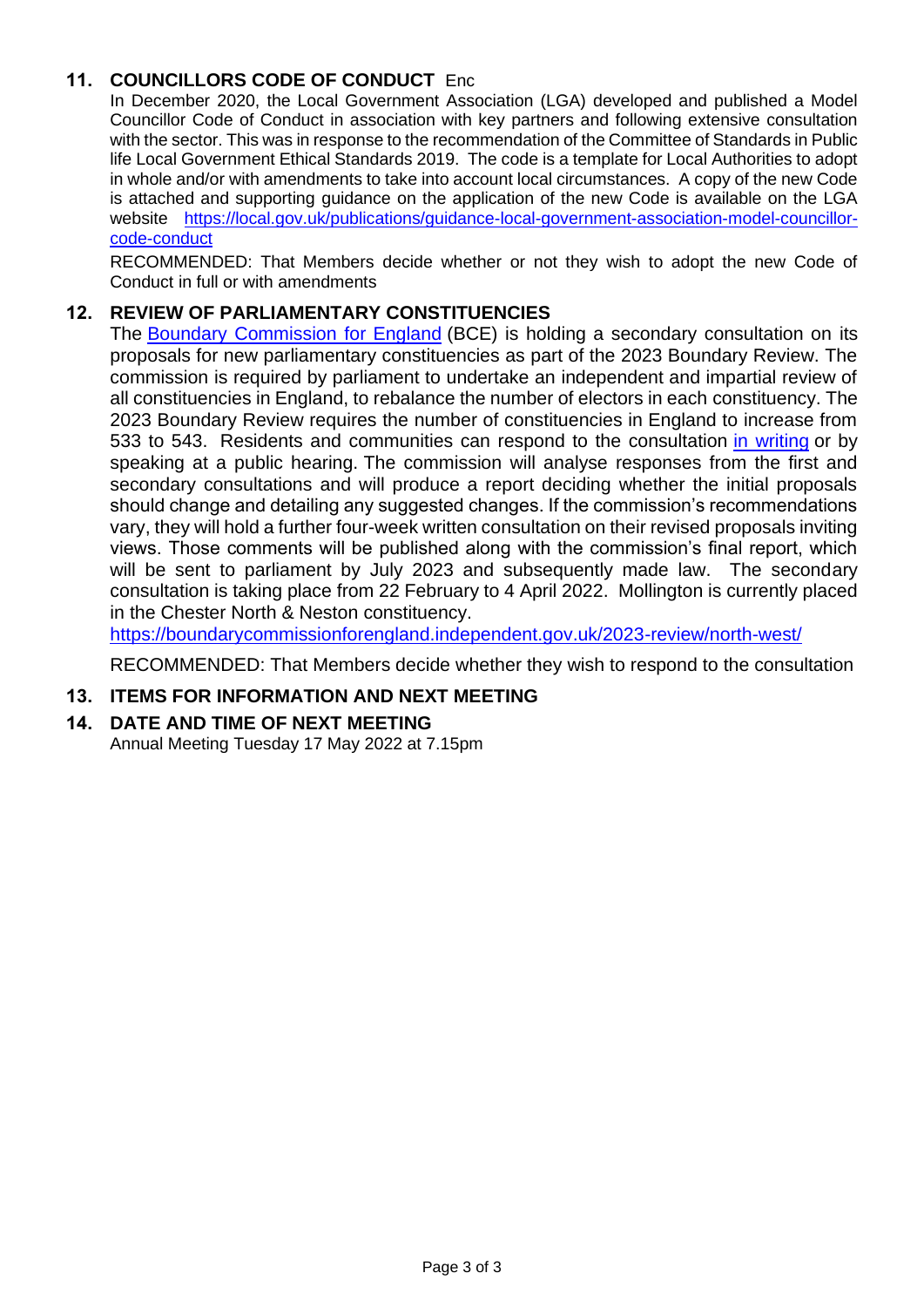## 11. COUNCILLORS CODE OF CONDUCT Enc

In December 2020, the Local Government Association (LGA) developed and published a Model Councillor Code of Conduct in association with key partners and following extensive consultation with the sector. This was in response to the recommendation of the Committee of Standards in Public life Local Government Ethical Standards 2019. The code is a template for Local Authorities to adopt in whole and/or with amendments to take into account local circumstances. A copy of the new Code is attached and supporting guidance on the application of the new Code is available on the LGA website [https://local.gov.uk/publications/guidance-local-government-association-model-councillor-code-conduct](https://local.gov.uk/publications/guidance-local-government-association-model-councillor-code-conduct)

RECOMMENDED: That Members decide whether or not they wish to adopt the new Code of Conduct in full or with amendments

## 12. REVIEW OF PARLIAMENTARY CONSTITUENCIES

The [Boundary Commission for England]() (BCE) is holding a secondary consultation on its proposals for new parliamentary constituencies as part of the 2023 Boundary Review. The commission is required by parliament to undertake an independent and impartial review of all constituencies in England, to rebalance the number of electors in each constituency. The 2023 Boundary Review requires the number of constituencies in England to increase from 533 to 543. Residents and communities can respond to the consultation [in writing]() or by speaking at a public hearing. The commission will analyse responses from the first and secondary consultations and will produce a report deciding whether the initial proposals should change and detailing any suggested changes. If the commission's recommendations vary, they will hold a further four-week written consultation on their revised proposals inviting views. Those comments will be published along with the commission's final report, which will be sent to parliament by July 2023 and subsequently made law. The secondary consultation is taking place from 22 February to 4 April 2022. Mollington is currently placed in the Chester North & Neston constituency.

[https://boundarycommissionforengland.independent.gov.uk/2023-review/north-west/](https://boundarycommissionforengland.independent.gov.uk/2023-review/north-west/)

RECOMMENDED: That Members decide whether they wish to respond to the consultation

## 13. ITEMS FOR INFORMATION AND NEXT MEETING

## 14. DATE AND TIME OF NEXT MEETING

Annual Meeting Tuesday 17 May 2022 at 7.15pm